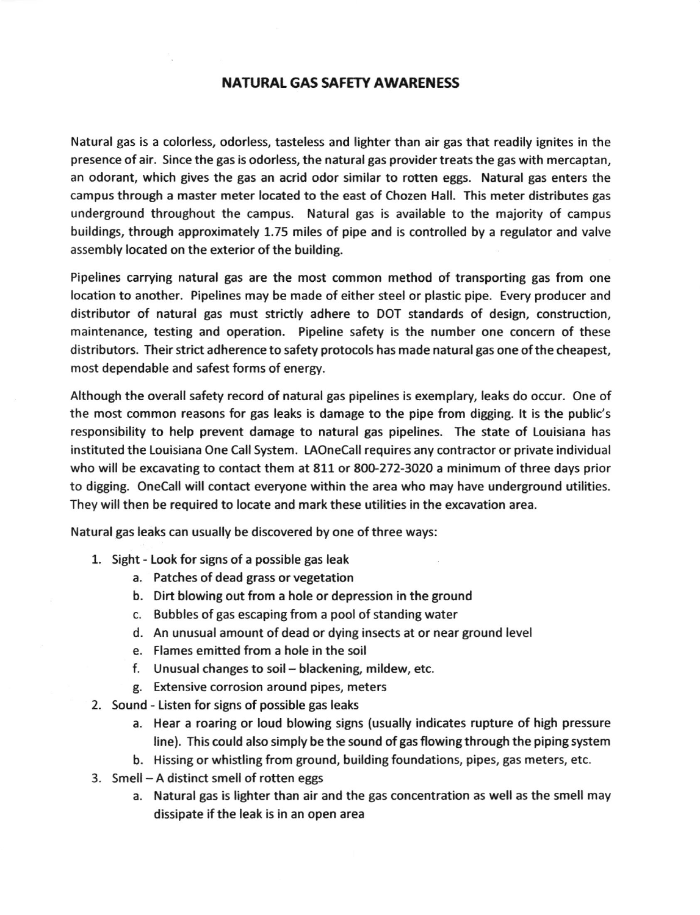# NATURAL GAS SAFETY AWARENESS

Natural gas is a colorless, odorless, tasteless and lighter than air gas that readily ignites in the presence of air. Since the gas is odorless, the natural gas provider treats the gas with mercaptan, an odorant, which gives the gas an acrid odor similar to rotten eggs. Natural gas enters the campus through a master meter located to the east of Chozen Hall. This meter distributes gas underground throughout the campus. Natural gas is available to the majority of campus buildings, through approximately 1.75 miles of pipe and is controlled by a regulator and valve assembly located on the exterior of the building.

Pipelines carrying natural gas are the most common method of transporting gas from one location to another. Pipelines may be made of either steel or plastic pipe. Every producer and distributor of natural gas must strictly adhere to DOT standards of design, construction, maintenance, testing and operation. Pipeline safety is the number one concern of these distributors. Their strict adherence to safety protocols has made natural gas one of the cheapest, most dependable and safest forms of energy.

Although the overall safety record of natural gas pipelines is exemplary, leaks do occur. One of the most common reasons for gas leaks is damage to the pipe from digging. It is the public's responsibility to help prevent damage to natural gas pipelines. The state of Louisiana has instituted the Louisiana One Call System. LAOneCall requires any contractor or private individual who will be excavating to contact them at 811 or 800-272-3020 a minimum of three days prior to digging. OneCall will contact everyone within the area who may have underground utilities. They will then be required to locate and mark these utilities in the excavation area.

Natural gas leaks can usually be discovered by one of three ways:

1. Sight - Look for signs of a possible gas leak
    a. Patches of dead grass or vegetation
    b. Dirt blowing out from a hole or depression in the ground
    c. Bubbles of gas escaping from a pool of standing water
    d. An unusual amount of dead or dying insects at or near ground level
    e. Flames emitted from a hole in the soil
    f. Unusual changes to soil – blackening, mildew, etc.
    g. Extensive corrosion around pipes, meters
2. Sound - Listen for signs of possible gas leaks
    a. Hear a roaring or loud blowing signs (usually indicates rupture of high pressure line). This could also simply be the sound of gas flowing through the piping system
    b. Hissing or whistling from ground, building foundations, pipes, gas meters, etc.
3. Smell – A distinct smell of rotten eggs
    a. Natural gas is lighter than air and the gas concentration as well as the smell may dissipate if the leak is in an open area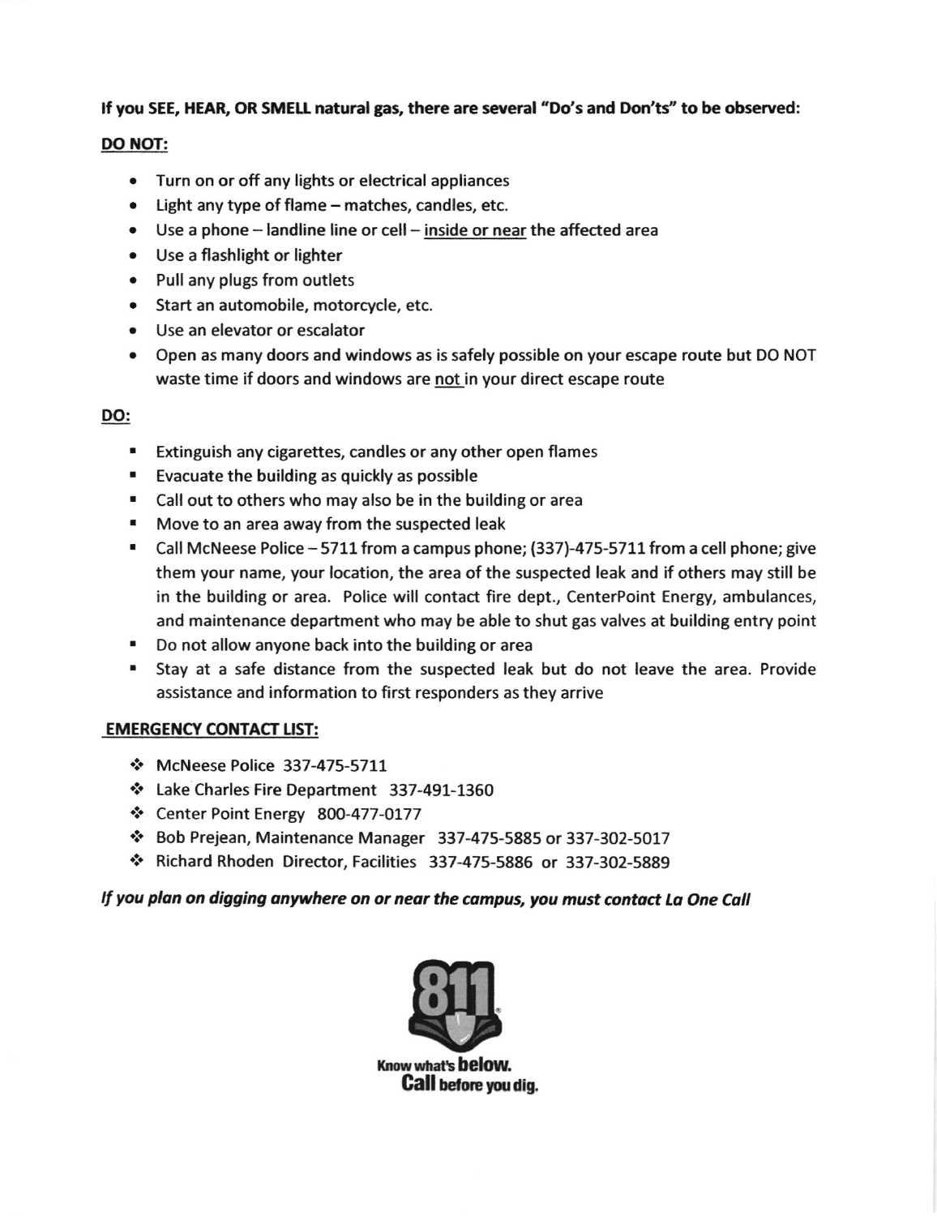**If you SEE, HEAR, OR SMELL natural gas, there are several "Do's and Don'ts" to be observed:**

**DO NOT:**

- Turn on or off any lights or electrical appliances
- Light any type of flame – matches, candles, etc.
- Use a phone – landline line or cell – inside or near the affected area
- Use a flashlight or lighter
- Pull any plugs from outlets
- Start an automobile, motorcycle, etc.
- Use an elevator or escalator
- Open as many doors and windows as is safely possible on your escape route but DO NOT waste time if doors and windows are not in your direct escape route

**DO:**

- Extinguish any cigarettes, candles or any other open flames
- Evacuate the building as quickly as possible
- Call out to others who may also be in the building or area
- Move to an area away from the suspected leak
- Call McNeese Police – 5711 from a campus phone; (337)-475-5711 from a cell phone; give them your name, your location, the area of the suspected leak and if others may still be in the building or area. Police will contact fire dept., CenterPoint Energy, ambulances, and maintenance department who may be able to shut gas valves at building entry point
- Do not allow anyone back into the building or area
- Stay at a safe distance from the suspected leak but do not leave the area. Provide assistance and information to first responders as they arrive

**EMERGENCY CONTACT LIST:**

- McNeese Police 337-475-5711
- Lake Charles Fire Department 337-491-1360
- Center Point Energy 800-477-0177
- Bob Prejean, Maintenance Manager 337-475-5885 or 337-302-5017
- Richard Rhoden Director, Facilities 337-475-5886 or 337-302-5889

***If you plan on digging anywhere on or near the campus, you must contact La One Call***

811

Know what's **below.**
**Call** before you dig.